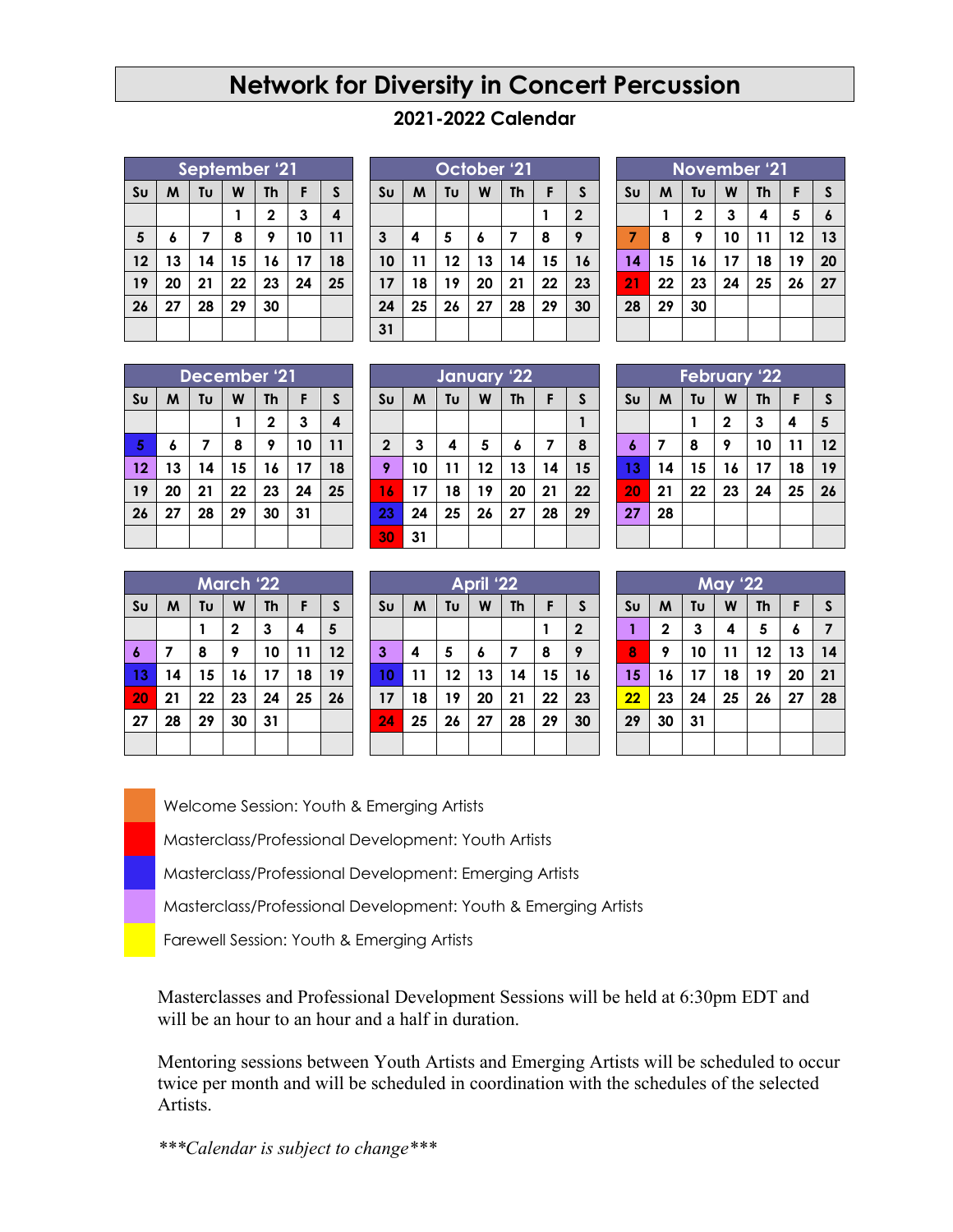# Network for Diversity in Concert Percussion

## 2021-2022 Calendar

**September '21**

| Su | M | Tu | W | Th | F | S |
|---|---|---|---|---|---|---|
| | | | 1 | 2 | 3 | 4 |
| 5 | 6 | 7 | 8 | 9 | 10 | 11 |
| 12 | 13 | 14 | 15 | 16 | 17 | 18 |
| 19 | 20 | 21 | 22 | 23 | 24 | 25 |
| 26 | 27 | 28 | 29 | 30 | | |

**October '21**

| Su | M | Tu | W | Th | F | S |
|---|---|---|---|---|---|---|
| | | | | | 1 | 2 |
| 3 | 4 | 5 | 6 | 7 | 8 | 9 |
| 10 | 11 | 12 | 13 | 14 | 15 | 16 |
| 17 | 18 | 19 | 20 | 21 | 22 | 23 |
| 24 | 25 | 26 | 27 | 28 | 29 | 30 |
| 31 | | | | | | |

**November '21**

| Su | M | Tu | W | Th | F | S |
|---|---|---|---|---|---|---|
| | 1 | 2 | 3 | 4 | 5 | 6 |
| 7 | 8 | 9 | 10 | 11 | 12 | 13 |
| 14 | 15 | 16 | 17 | 18 | 19 | 20 |
| 21 | 22 | 23 | 24 | 25 | 26 | 27 |
| 28 | 29 | 30 | | | | |

**December '21**

| Su | M | Tu | W | Th | F | S |
|---|---|---|---|---|---|---|
| | | | 1 | 2 | 3 | 4 |
| 5 | 6 | 7 | 8 | 9 | 10 | 11 |
| 12 | 13 | 14 | 15 | 16 | 17 | 18 |
| 19 | 20 | 21 | 22 | 23 | 24 | 25 |
| 26 | 27 | 28 | 29 | 30 | 31 | |

**January '22**

| Su | M | Tu | W | Th | F | S |
|---|---|---|---|---|---|---|
| | | | | | | 1 |
| 2 | 3 | 4 | 5 | 6 | 7 | 8 |
| 9 | 10 | 11 | 12 | 13 | 14 | 15 |
| 16 | 17 | 18 | 19 | 20 | 21 | 22 |
| 23 | 24 | 25 | 26 | 27 | 28 | 29 |
| 30 | 31 | | | | | |

**February '22**

| Su | M | Tu | W | Th | F | S |
|---|---|---|---|---|---|---|
| | | 1 | 2 | 3 | 4 | 5 |
| 6 | 7 | 8 | 9 | 10 | 11 | 12 |
| 13 | 14 | 15 | 16 | 17 | 18 | 19 |
| 20 | 21 | 22 | 23 | 24 | 25 | 26 |
| 27 | 28 | | | | | |

**March '22**

| Su | M | Tu | W | Th | F | S |
|---|---|---|---|---|---|---|
| | | 1 | 2 | 3 | 4 | 5 |
| 6 | 7 | 8 | 9 | 10 | 11 | 12 |
| 13 | 14 | 15 | 16 | 17 | 18 | 19 |
| 20 | 21 | 22 | 23 | 24 | 25 | 26 |
| 27 | 28 | 29 | 30 | 31 | | |

**April '22**

| Su | M | Tu | W | Th | F | S |
|---|---|---|---|---|---|---|
| | | | | | 1 | 2 |
| 3 | 4 | 5 | 6 | 7 | 8 | 9 |
| 10 | 11 | 12 | 13 | 14 | 15 | 16 |
| 17 | 18 | 19 | 20 | 21 | 22 | 23 |
| 24 | 25 | 26 | 27 | 28 | 29 | 30 |

**May '22**

| Su | M | Tu | W | Th | F | S |
|---|---|---|---|---|---|---|
| 1 | 2 | 3 | 4 | 5 | 6 | 7 |
| 8 | 9 | 10 | 11 | 12 | 13 | 14 |
| 15 | 16 | 17 | 18 | 19 | 20 | 21 |
| 22 | 23 | 24 | 25 | 26 | 27 | 28 |
| 29 | 30 | 31 | | | | |

- Welcome Session: Youth & Emerging Artists (November 7)
- Masterclass/Professional Development: Youth Artists (November 21; January 16, 30; February 20; March 20; April 24; May 8)
- Masterclass/Professional Development: Emerging Artists (December 5; January 23; February 13; March 13; April 10)
- Masterclass/Professional Development: Youth & Emerging Artists (November 14; December 12; January 9; February 6, 27; March 6; April 3; May 1, 15)
- Farewell Session: Youth & Emerging Artists (May 22)

Masterclasses and Professional Development Sessions will be held at 6:30pm EDT and will be an hour to an hour and a half in duration.

Mentoring sessions between Youth Artists and Emerging Artists will be scheduled to occur twice per month and will be scheduled in coordination with the schedules of the selected Artists.

****Calendar is subject to change****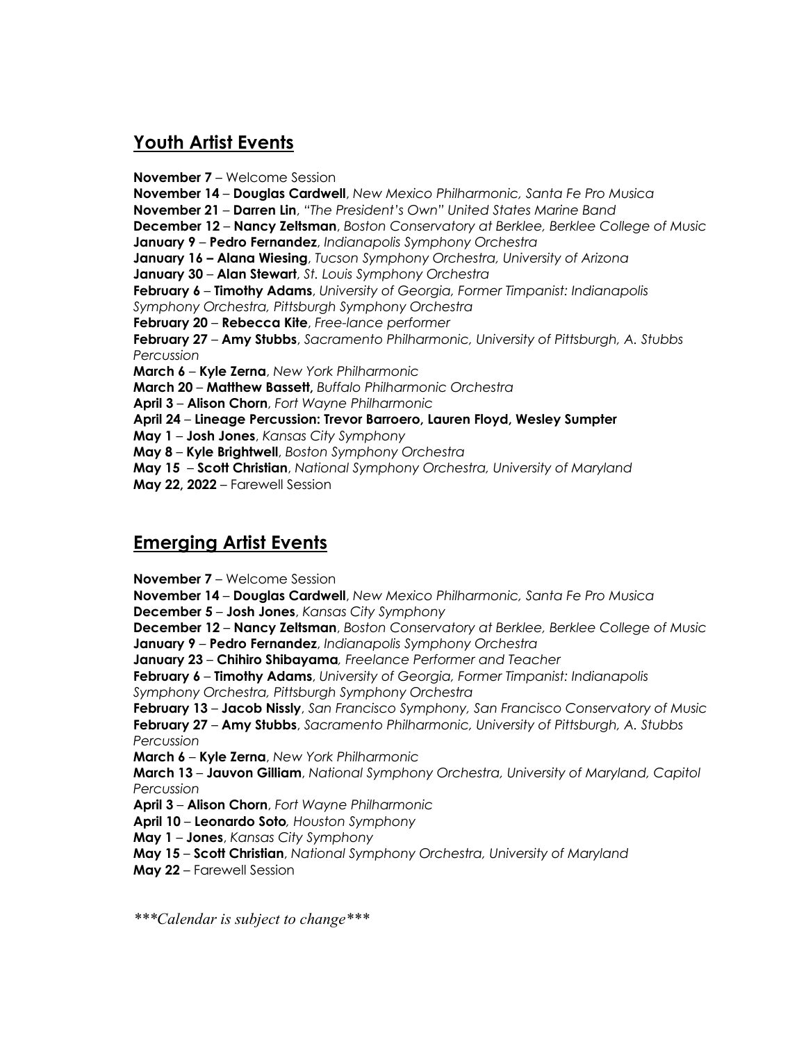## Youth Artist Events

**November 7** – Welcome Session
**November 14** – **Douglas Cardwell**, *New Mexico Philharmonic, Santa Fe Pro Musica*
**November 21** – **Darren Lin**, *"The President's Own" United States Marine Band*
**December 12** – **Nancy Zeltsman**, *Boston Conservatory at Berklee, Berklee College of Music*
**January 9** – **Pedro Fernandez**, *Indianapolis Symphony Orchestra*
**January 16 – Alana Wiesing**, *Tucson Symphony Orchestra, University of Arizona*
**January 30** – **Alan Stewart**, *St. Louis Symphony Orchestra*
**February 6** – **Timothy Adams**, *University of Georgia, Former Timpanist: Indianapolis Symphony Orchestra, Pittsburgh Symphony Orchestra*
**February 20** – **Rebecca Kite**, *Free-lance performer*
**February 27** – **Amy Stubbs**, *Sacramento Philharmonic, University of Pittsburgh, A. Stubbs Percussion*
**March 6** – **Kyle Zerna**, *New York Philharmonic*
**March 20** – **Matthew Bassett,** *Buffalo Philharmonic Orchestra*
**April 3** – **Alison Chorn**, *Fort Wayne Philharmonic*
**April 24** – **Lineage Percussion: Trevor Barroero, Lauren Floyd, Wesley Sumpter**
**May 1** – **Josh Jones**, *Kansas City Symphony*
**May 8** – **Kyle Brightwell**, *Boston Symphony Orchestra*
**May 15** – **Scott Christian**, *National Symphony Orchestra, University of Maryland*
**May 22, 2022** – Farewell Session

## Emerging Artist Events

**November 7** – Welcome Session
**November 14** – **Douglas Cardwell**, *New Mexico Philharmonic, Santa Fe Pro Musica*
**December 5** – **Josh Jones**, *Kansas City Symphony*
**December 12** – **Nancy Zeltsman**, *Boston Conservatory at Berklee, Berklee College of Music*
**January 9** – **Pedro Fernandez**, *Indianapolis Symphony Orchestra*
**January 23** – **Chihiro Shibayama***, Freelance Performer and Teacher*
**February 6** – **Timothy Adams**, *University of Georgia, Former Timpanist: Indianapolis Symphony Orchestra, Pittsburgh Symphony Orchestra*
**February 13** – **Jacob Nissly**, *San Francisco Symphony, San Francisco Conservatory of Music*
**February 27** – **Amy Stubbs**, *Sacramento Philharmonic, University of Pittsburgh, A. Stubbs Percussion*
**March 6** – **Kyle Zerna**, *New York Philharmonic*
**March 13** – **Jauvon Gilliam**, *National Symphony Orchestra, University of Maryland, Capitol Percussion*
**April 3** – **Alison Chorn**, *Fort Wayne Philharmonic*
**April 10** – **Leonardo Soto***, Houston Symphony*
**May 1** – **Jones**, *Kansas City Symphony*
**May 15** – **Scott Christian**, *National Symphony Orchestra, University of Maryland*
**May 22** – Farewell Session

****Calendar is subject to change****